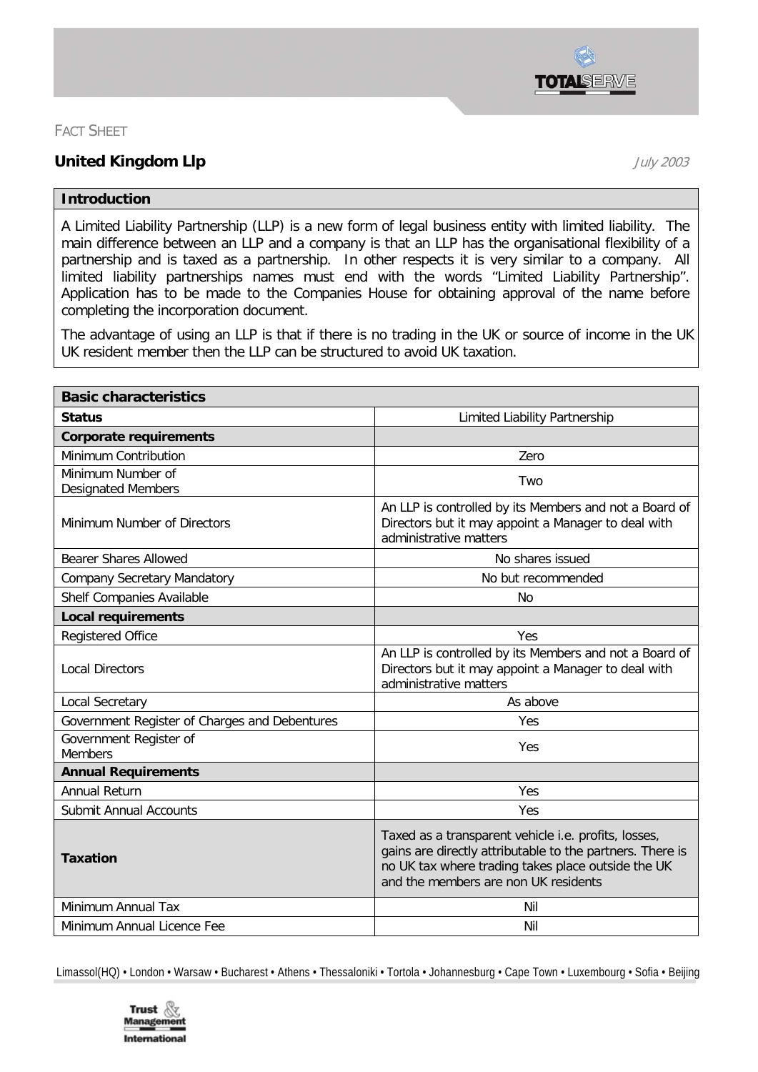FACT SHEET

## United Kingdom Llp

*July 2003*

| Introduction |
|---|
| A Limited Liability Partnership (LLP) is a new form of legal business entity with limited liability. The main difference between an LLP and a company is that an LLP has the organisational flexibility of a partnership and is taxed as a partnership. In other respects it is very similar to a company. All limited liability partnerships names must end with the words "Limited Liability Partnership". Application has to be made to the Companies House for obtaining approval of the name before completing the incorporation document. |
| The advantage of using an LLP is that if there is no trading in the UK or source of income in the UK UK resident member then the LLP can be structured to avoid UK taxation. |

| Basic characteristics | |
|---|---|
| **Status** | Limited Liability Partnership |
| **Corporate requirements** | |
| Minimum Contribution | Zero |
| Minimum Number of Designated Members | Two |
| Minimum Number of Directors | An LLP is controlled by its Members and not a Board of Directors but it may appoint a Manager to deal with administrative matters |
| Bearer Shares Allowed | No shares issued |
| Company Secretary Mandatory | No but recommended |
| Shelf Companies Available | No |
| **Local requirements** | |
| Registered Office | Yes |
| Local Directors | An LLP is controlled by its Members and not a Board of Directors but it may appoint a Manager to deal with administrative matters |
| Local Secretary | As above |
| Government Register of Charges and Debentures | Yes |
| Government Register of Members | Yes |
| **Annual Requirements** | |
| Annual Return | Yes |
| Submit Annual Accounts | Yes |
| **Taxation** | Taxed as a transparent vehicle i.e. profits, losses, gains are directly attributable to the partners. There is no UK tax where trading takes place outside the UK and the members are non UK residents |
| Minimum Annual Tax | Nil |
| Minimum Annual Licence Fee | Nil |

Limassol(HQ) • London • Warsaw • Bucharest • Athens • Thessaloniki • Tortola • Johannesburg • Cape Town • Luxembourg • Sofia • Beijing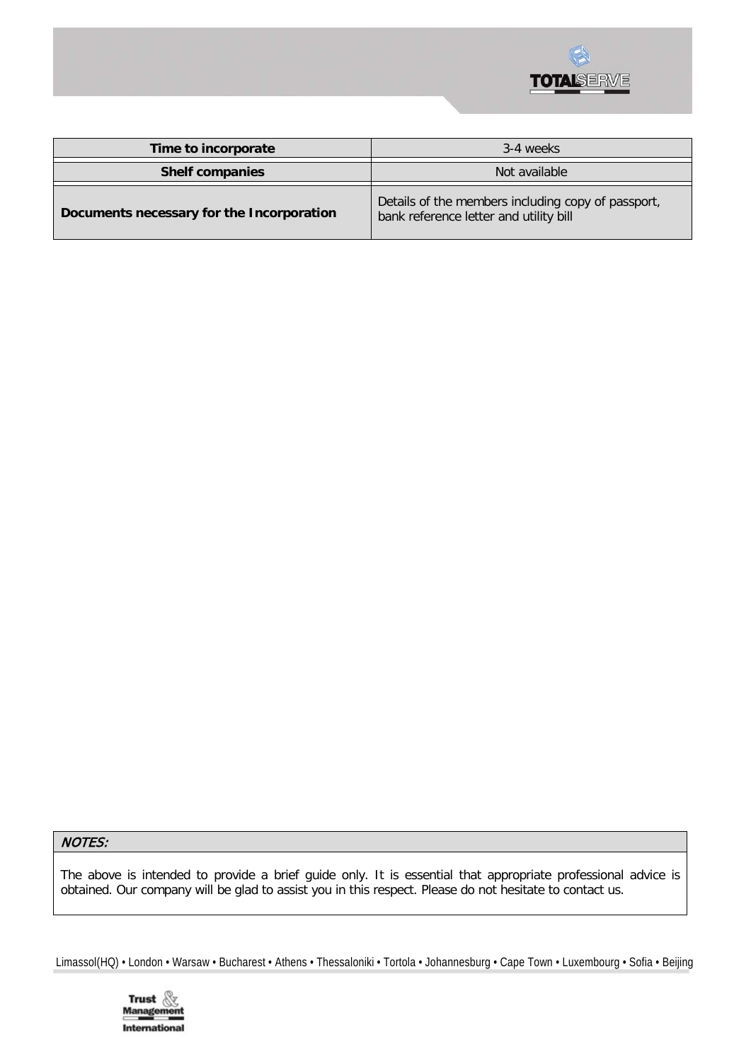| | |
|---|---|
| **Time to incorporate** | 3-4 weeks |
| **Shelf companies** | Not available |
| **Documents necessary for the Incorporation** | Details of the members including copy of passport, bank reference letter and utility bill |

*NOTES:*

The above is intended to provide a brief guide only. It is essential that appropriate professional advice is obtained. Our company will be glad to assist you in this respect. Please do not hesitate to contact us.

Limassol(HQ) • London • Warsaw • Bucharest • Athens • Thessaloniki • Tortola • Johannesburg • Cape Town • Luxembourg • Sofia • Beijing